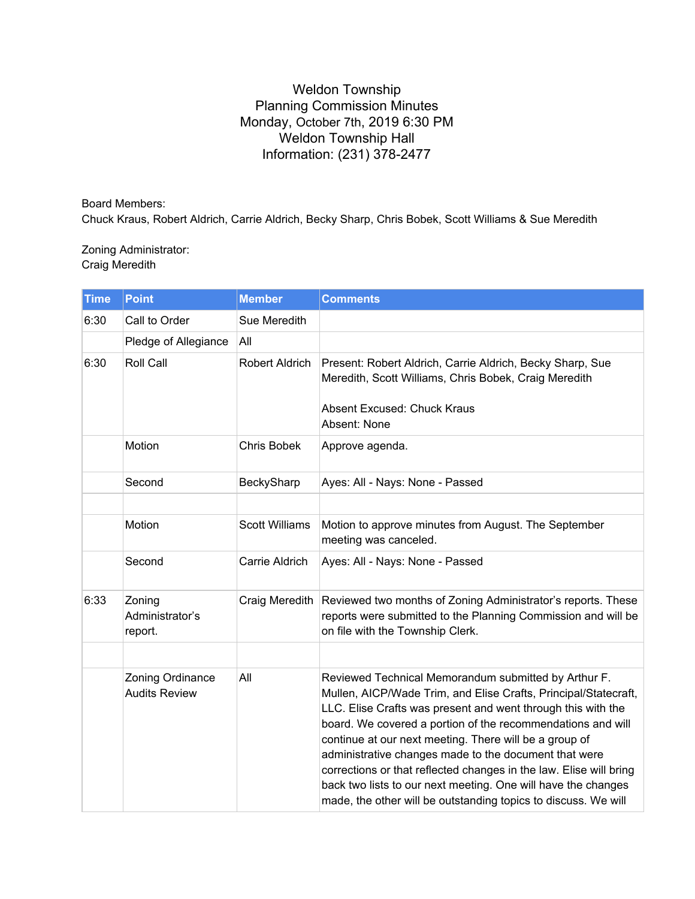# Weldon Township
## Planning Commission Minutes
Monday, October 7th, 2019 6:30 PM
Weldon Township Hall
Information: (231) 378-2477

Board Members:
Chuck Kraus, Robert Aldrich, Carrie Aldrich, Becky Sharp, Chris Bobek, Scott Williams & Sue Meredith

Zoning Administrator:
Craig Meredith

| Time | Point | Member | Comments |
|---|---|---|---|
| 6:30 | Call to Order | Sue Meredith | |
| | Pledge of Allegiance | All | |
| 6:30 | Roll Call | Robert Aldrich | Present: Robert Aldrich, Carrie Aldrich, Becky Sharp, Sue Meredith, Scott Williams, Chris Bobek, Craig Meredith<br><br>Absent Excused: Chuck Kraus<br>Absent: None |
| | Motion | Chris Bobek | Approve agenda. |
| | Second | BeckySharp | Ayes: All - Nays: None - Passed |
| | | | |
| | Motion | Scott Williams | Motion to approve minutes from August. The September meeting was canceled. |
| | Second | Carrie Aldrich | Ayes: All - Nays: None - Passed |
| 6:33 | Zoning Administrator's report. | Craig Meredith | Reviewed two months of Zoning Administrator's reports. These reports were submitted to the Planning Commission and will be on file with the Township Clerk. |
| | | | |
| | Zoning Ordinance Audits Review | All | Reviewed Technical Memorandum submitted by Arthur F. Mullen, AICP/Wade Trim, and Elise Crafts, Principal/Statecraft, LLC. Elise Crafts was present and went through this with the board. We covered a portion of the recommendations and will continue at our next meeting. There will be a group of administrative changes made to the document that were corrections or that reflected changes in the law. Elise will bring back two lists to our next meeting. One will have the changes made, the other will be outstanding topics to discuss. We will |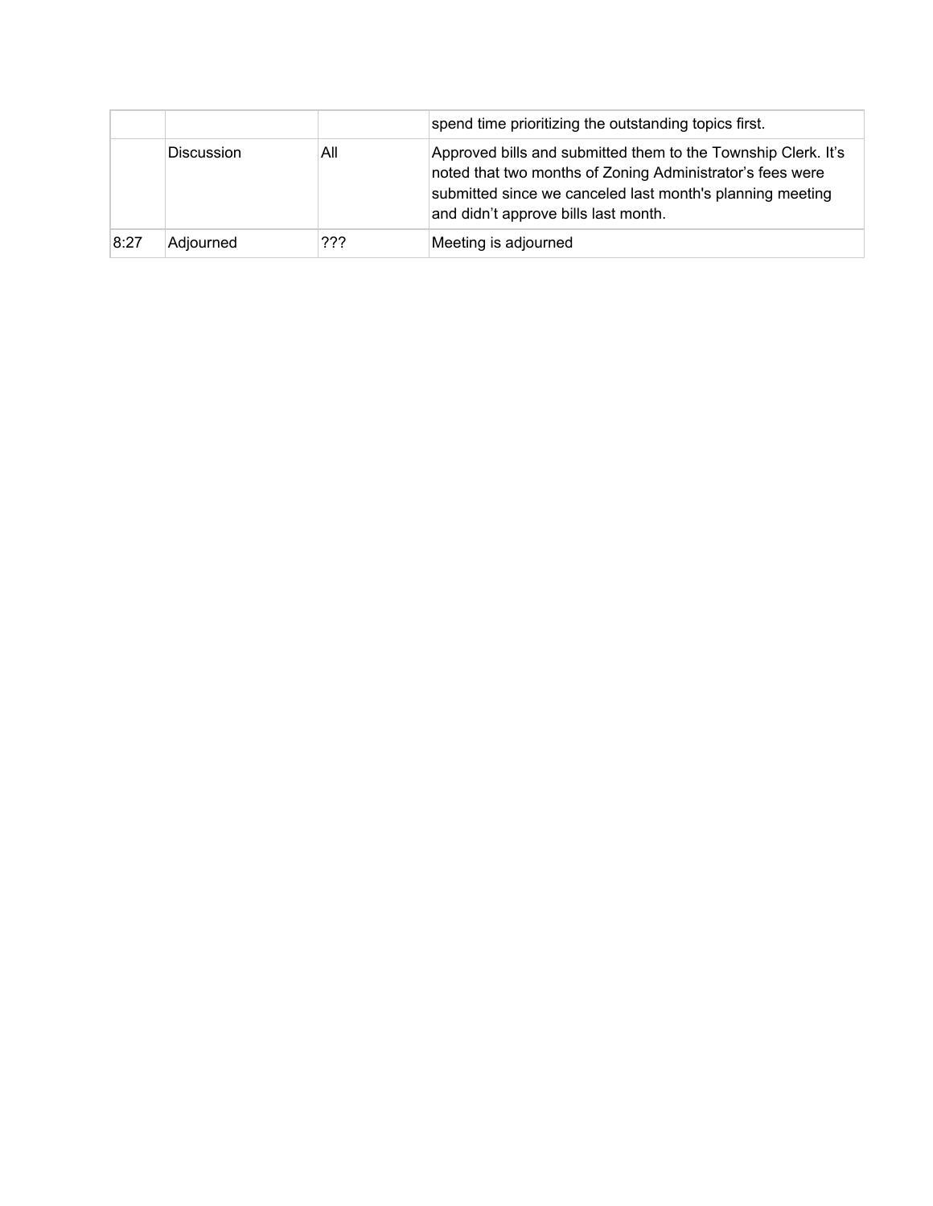| | | | |
|---|---|---|---|
| | | | spend time prioritizing the outstanding topics first. |
| | Discussion | All | Approved bills and submitted them to the Township Clerk. It's noted that two months of Zoning Administrator's fees were submitted since we canceled last month's planning meeting and didn't approve bills last month. |
| 8:27 | Adjourned | ??? | Meeting is adjourned |